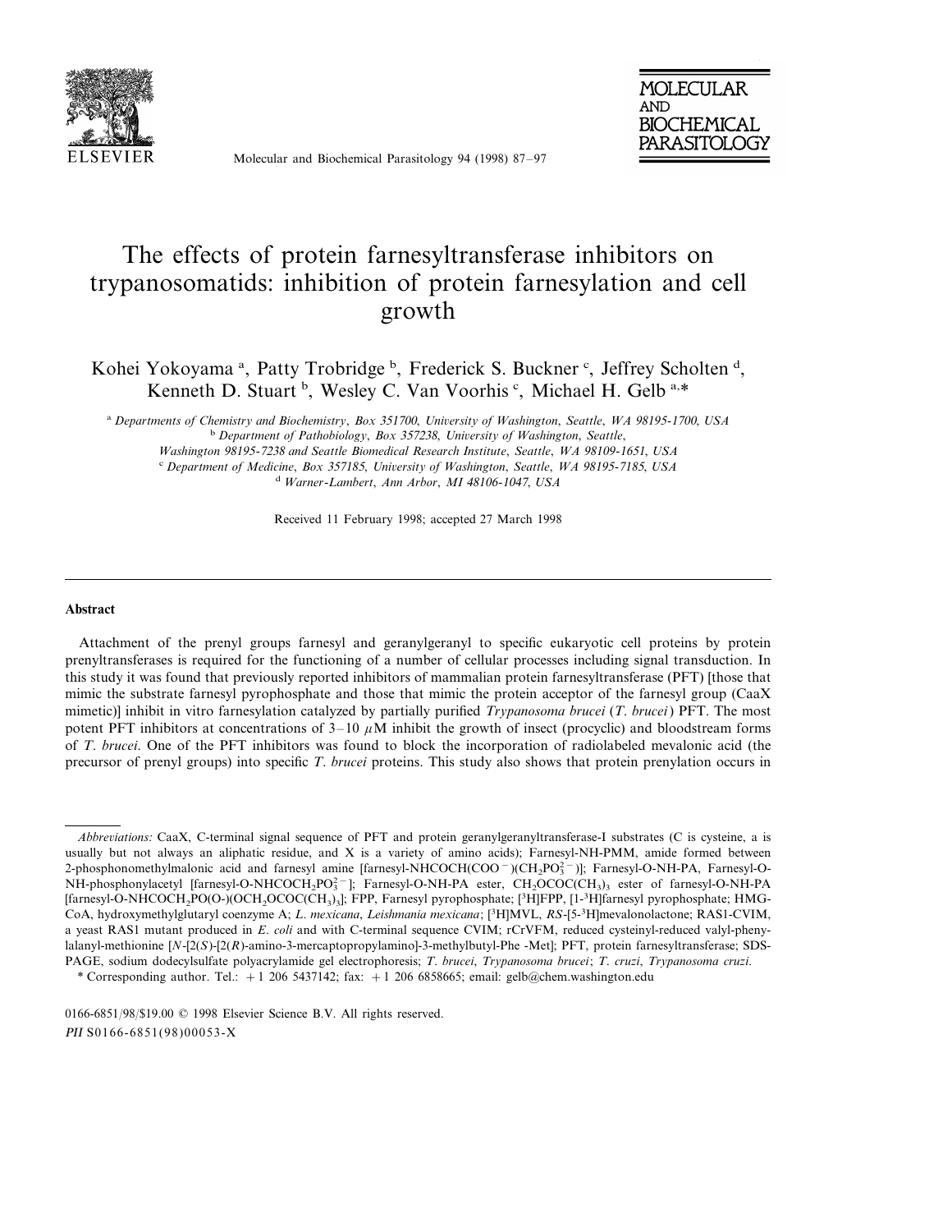# The effects of protein farnesyltransferase inhibitors on trypanosomatids: inhibition of protein farnesylation and cell growth

Kohei Yokoyama [a], Patty Trobridge [b], Frederick S. Buckner [c], Jeffrey Scholten [d], Kenneth D. Stuart [b], Wesley C. Van Voorhis [c], Michael H. Gelb [a,*]

[a] *Departments of Chemistry and Biochemistry, Box 351700, University of Washington, Seattle, WA 98195-1700, USA*
[b] *Department of Pathobiology, Box 357238, University of Washington, Seattle, Washington 98195-7238 and Seattle Biomedical Research Institute, Seattle, WA 98109-1651, USA*
[c] *Department of Medicine, Box 357185, University of Washington, Seattle, WA 98195-7185, USA*
[d] *Warner-Lambert, Ann Arbor, MI 48106-1047, USA*

Received 11 February 1998; accepted 27 March 1998

## Abstract

Attachment of the prenyl groups farnesyl and geranylgeranyl to specific eukaryotic cell proteins by protein prenyltransferases is required for the functioning of a number of cellular processes including signal transduction. In this study it was found that previously reported inhibitors of mammalian protein farnesyltransferase (PFT) [those that mimic the substrate farnesyl pyrophosphate and those that mimic the protein acceptor of the farnesyl group (CaaX mimetic)] inhibit in vitro farnesylation catalyzed by partially purified *Trypanosoma brucei* (*T. brucei*) PFT. The most potent PFT inhibitors at concentrations of 3–10 μM inhibit the growth of insect (procyclic) and bloodstream forms of *T. brucei*. One of the PFT inhibitors was found to block the incorporation of radiolabeled mevalonic acid (the precursor of prenyl groups) into specific *T. brucei* proteins. This study also shows that protein prenylation occurs in

---

*Abbreviations:* CaaX, C-terminal signal sequence of PFT and protein geranylgeranyltransferase-I substrates (C is cysteine, a is usually but not always an aliphatic residue, and X is a variety of amino acids); Farnesyl-NH-PMM, amide formed between 2-phosphonomethylmalonic acid and farnesyl amine [farnesyl-NHCOCH(COO$^-$)(CH$_2$PO$_3^{2-}$)]; Farnesyl-O-NH-PA, Farnesyl-O-NH-phosphonylacetyl [farnesyl-O-NHCOCH$_2$PO$_3^{2-}$]; Farnesyl-O-NH-PA ester, CH$_2$OCOC(CH$_3$)$_3$ ester of farnesyl-O-NH-PA [farnesyl-O-NHCOCH$_2$PO(O-)(OCH$_2$OCOC(CH$_3$)$_3$]; FPP, Farnesyl pyrophosphate; [$^3$H]FPP, [1-$^3$H]farnesyl pyrophosphate; HMG-CoA, hydroxymethylglutaryl coenzyme A; *L. mexicana*, *Leishmania mexicana*; [$^3$H]MVL, *RS*-[5-$^3$H]mevalonolactone; RAS1-CVIM, a yeast RAS1 mutant produced in *E. coli* and with C-terminal sequence CVIM; rCrVFM, reduced cysteinyl-reduced valyl-phenylalanyl-methionine [*N*-[2(*S*)-[2(*R*)-amino-3-mercaptopropylamino]-3-methylbutyl-Phe -Met]; PFT, protein farnesyltransferase; SDS-PAGE, sodium dodecylsulfate polyacrylamide gel electrophoresis; *T. brucei*, *Trypanosoma brucei*; *T. cruzi*, *Trypanosoma cruzi*.

\* Corresponding author. Tel.: +1 206 5437142; fax: +1 206 6858665; email: gelb@chem.washington.edu

0166-6851/98/$19.00 © 1998 Elsevier Science B.V. All rights reserved.
*PII* S0166-6851(98)00053-X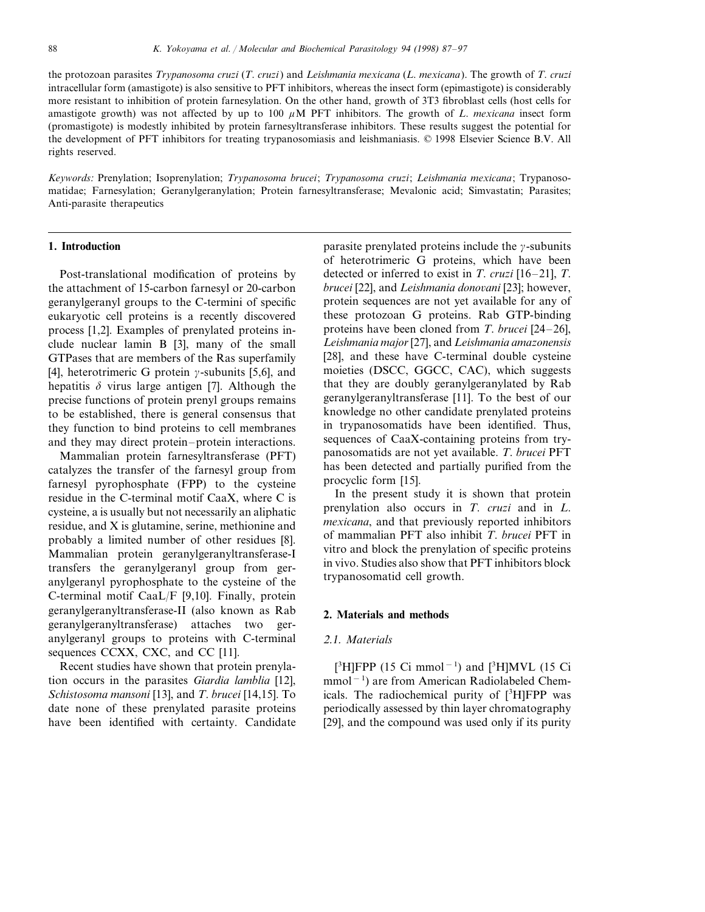the protozoan parasites *Trypanosoma cruzi* (*T. cruzi*) and *Leishmania mexicana* (*L. mexicana*). The growth of *T. cruzi* intracellular form (amastigote) is also sensitive to PFT inhibitors, whereas the insect form (epimastigote) is considerably more resistant to inhibition of protein farnesylation. On the other hand, growth of 3T3 fibroblast cells (host cells for amastigote growth) was not affected by up to 100 $\mu$M PFT inhibitors. The growth of *L. mexicana* insect form (promastigote) is modestly inhibited by protein farnesyltransferase inhibitors. These results suggest the potential for the development of PFT inhibitors for treating trypanosomiasis and leishmaniasis. © 1998 Elsevier Science B.V. All rights reserved.

*Keywords:* Prenylation; Isoprenylation; *Trypanosoma brucei*; *Trypanosoma cruzi*; *Leishmania mexicana*; Trypanosomatidae; Farnesylation; Geranylgeranylation; Protein farnesyltransferase; Mevalonic acid; Simvastatin; Parasites; Anti-parasite therapeutics

## 1. Introduction

Post-translational modification of proteins by the attachment of 15-carbon farnesyl or 20-carbon geranylgeranyl groups to the C-termini of specific eukaryotic cell proteins is a recently discovered process [1,2]. Examples of prenylated proteins include nuclear lamin B [3], many of the small GTPases that are members of the Ras superfamily [4], heterotrimeric G protein $\gamma$-subunits [5,6], and hepatitis $\delta$ virus large antigen [7]. Although the precise functions of protein prenyl groups remains to be established, there is general consensus that they function to bind proteins to cell membranes and they may direct protein–protein interactions.

Mammalian protein farnesyltransferase (PFT) catalyzes the transfer of the farnesyl group from farnesyl pyrophosphate (FPP) to the cysteine residue in the C-terminal motif CaaX, where C is cysteine, a is usually but not necessarily an aliphatic residue, and X is glutamine, serine, methionine and probably a limited number of other residues [8]. Mammalian protein geranylgeranyltransferase-I transfers the geranylgeranyl group from geranylgeranyl pyrophosphate to the cysteine of the C-terminal motif CaaL/F [9,10]. Finally, protein geranylgeranyltransferase-II (also known as Rab geranylgeranyltransferase) attaches two geranylgeranyl groups to proteins with C-terminal sequences CCXX, CXC, and CC [11].

Recent studies have shown that protein prenylation occurs in the parasites *Giardia lamblia* [12], *Schistosoma mansoni* [13], and *T. brucei* [14,15]. To date none of these prenylated parasite proteins have been identified with certainty. Candidate parasite prenylated proteins include the $\gamma$-subunits of heterotrimeric G proteins, which have been detected or inferred to exist in *T. cruzi* [16–21], *T. brucei* [22], and *Leishmania donovani* [23]; however, protein sequences are not yet available for any of these protozoan G proteins. Rab GTP-binding proteins have been cloned from *T. brucei* [24–26], *Leishmania major* [27], and *Leishmania amazonensis* [28], and these have C-terminal double cysteine moieties (DSCC, GGCC, CAC), which suggests that they are doubly geranylgeranylated by Rab geranylgeranyltransferase [11]. To the best of our knowledge no other candidate prenylated proteins in trypanosomatids have been identified. Thus, sequences of CaaX-containing proteins from trypanosomatids are not yet available. *T. brucei* PFT has been detected and partially purified from the procyclic form [15].

In the present study it is shown that protein prenylation also occurs in *T. cruzi* and in *L. mexicana*, and that previously reported inhibitors of mammalian PFT also inhibit *T. brucei* PFT in vitro and block the prenylation of specific proteins in vivo. Studies also show that PFT inhibitors block trypanosomatid cell growth.

## 2. Materials and methods

### 2.1. Materials

[$^3$H]FPP (15 Ci mmol$^{-1}$) and [$^3$H]MVL (15 Ci mmol$^{-1}$) are from American Radiolabeled Chemicals. The radiochemical purity of [$^3$H]FPP was periodically assessed by thin layer chromatography [29], and the compound was used only if its purity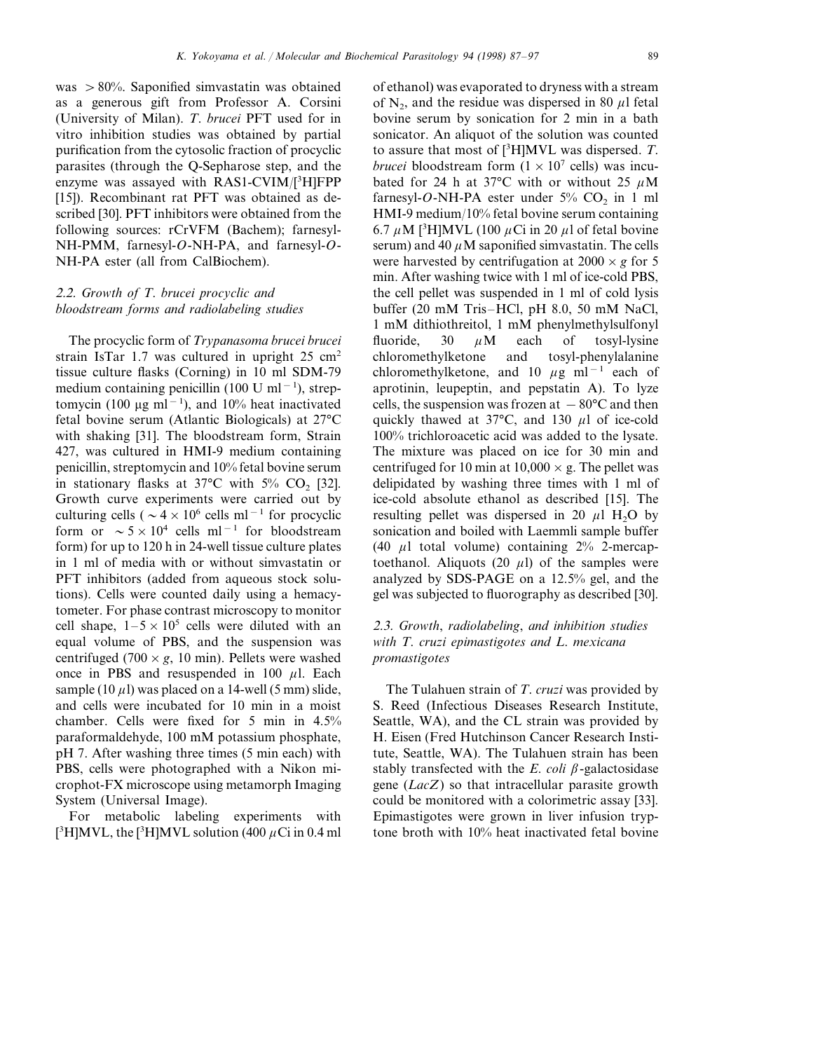was $>80\%$. Saponified simvastatin was obtained as a generous gift from Professor A. Corsini (University of Milan). *T. brucei* PFT used for in vitro inhibition studies was obtained by partial purification from the cytosolic fraction of procyclic parasites (through the Q-Sepharose step, and the enzyme was assayed with RAS1-CVIM/[$^3$H]FPP [15]). Recombinant rat PFT was obtained as described [30]. PFT inhibitors were obtained from the following sources: rCrVFM (Bachem); farnesyl-NH-PMM, farnesyl-*O*-NH-PA, and farnesyl-*O*-NH-PA ester (all from CalBiochem).

### 2.2. Growth of *T. brucei* procyclic and bloodstream forms and radiolabeling studies

The procyclic form of *Trypanasoma brucei brucei* strain IsTar 1.7 was cultured in upright 25 cm$^2$ tissue culture flasks (Corning) in 10 ml SDM-79 medium containing penicillin (100 U ml$^{-1}$), streptomycin (100 µg ml$^{-1}$), and 10% heat inactivated fetal bovine serum (Atlantic Biologicals) at 27°C with shaking [31]. The bloodstream form, Strain 427, was cultured in HMI-9 medium containing penicillin, streptomycin and 10% fetal bovine serum in stationary flasks at 37°C with 5% $CO_2$ [32]. Growth curve experiments were carried out by culturing cells ($\sim 4 \times 10^6$ cells ml$^{-1}$ for procyclic form or $\sim 5 \times 10^4$ cells ml$^{-1}$ for bloodstream form) for up to 120 h in 24-well tissue culture plates in 1 ml of media with or without simvastatin or PFT inhibitors (added from aqueous stock solutions). Cells were counted daily using a hemacytometer. For phase contrast microscopy to monitor cell shape, $1-5 \times 10^5$ cells were diluted with an equal volume of PBS, and the suspension was centrifuged ($700 \times g$, 10 min). Pellets were washed once in PBS and resuspended in 100 µl. Each sample (10 µl) was placed on a 14-well (5 mm) slide, and cells were incubated for 10 min in a moist chamber. Cells were fixed for 5 min in 4.5% paraformaldehyde, 100 mM potassium phosphate, pH 7. After washing three times (5 min each) with PBS, cells were photographed with a Nikon microphot-FX microscope using metamorph Imaging System (Universal Image).

For metabolic labeling experiments with [$^3$H]MVL, the [$^3$H]MVL solution (400 µCi in 0.4 ml of ethanol) was evaporated to dryness with a stream of $N_2$, and the residue was dispersed in 80 µl fetal bovine serum by sonication for 2 min in a bath sonicator. An aliquot of the solution was counted to assure that most of [$^3$H]MVL was dispersed. *T. brucei* bloodstream form ($1 \times 10^7$ cells) was incubated for 24 h at 37°C with or without 25 µM farnesyl-*O*-NH-PA ester under 5% $CO_2$ in 1 ml HMI-9 medium/10% fetal bovine serum containing 6.7 µM [$^3$H]MVL (100 µCi in 20 µl of fetal bovine serum) and 40 µM saponified simvastatin. The cells were harvested by centrifugation at $2000 \times g$ for 5 min. After washing twice with 1 ml of ice-cold PBS, the cell pellet was suspended in 1 ml of cold lysis buffer (20 mM Tris–HCl, pH 8.0, 50 mM NaCl, 1 mM dithiothreitol, 1 mM phenylmethylsulfonyl fluoride, 30 µM each of tosyl-lysine chloromethylketone and tosyl-phenylalanine chloromethylketone, and 10 µg ml$^{-1}$ each of aprotinin, leupeptin, and pepstatin A). To lyze cells, the suspension was frozen at −80°C and then quickly thawed at 37°C, and 130 µl of ice-cold 100% trichloroacetic acid was added to the lysate. The mixture was placed on ice for 30 min and centrifuged for 10 min at $10{,}000 \times g$. The pellet was delipidated by washing three times with 1 ml of ice-cold absolute ethanol as described [15]. The resulting pellet was dispersed in 20 µl $H_2O$ by sonication and boiled with Laemmli sample buffer (40 µl total volume) containing 2% 2-mercaptoethanol. Aliquots (20 µl) of the samples were analyzed by SDS-PAGE on a 12.5% gel, and the gel was subjected to fluorography as described [30].

### 2.3. Growth, radiolabeling, and inhibition studies with *T. cruzi* epimastigotes and *L. mexicana* promastigotes

The Tulahuen strain of *T. cruzi* was provided by S. Reed (Infectious Diseases Research Institute, Seattle, WA), and the CL strain was provided by H. Eisen (Fred Hutchinson Cancer Research Institute, Seattle, WA). The Tulahuen strain has been stably transfected with the *E. coli* β-galactosidase gene (*LacZ*) so that intracellular parasite growth could be monitored with a colorimetric assay [33]. Epimastigotes were grown in liver infusion tryptone broth with 10% heat inactivated fetal bovine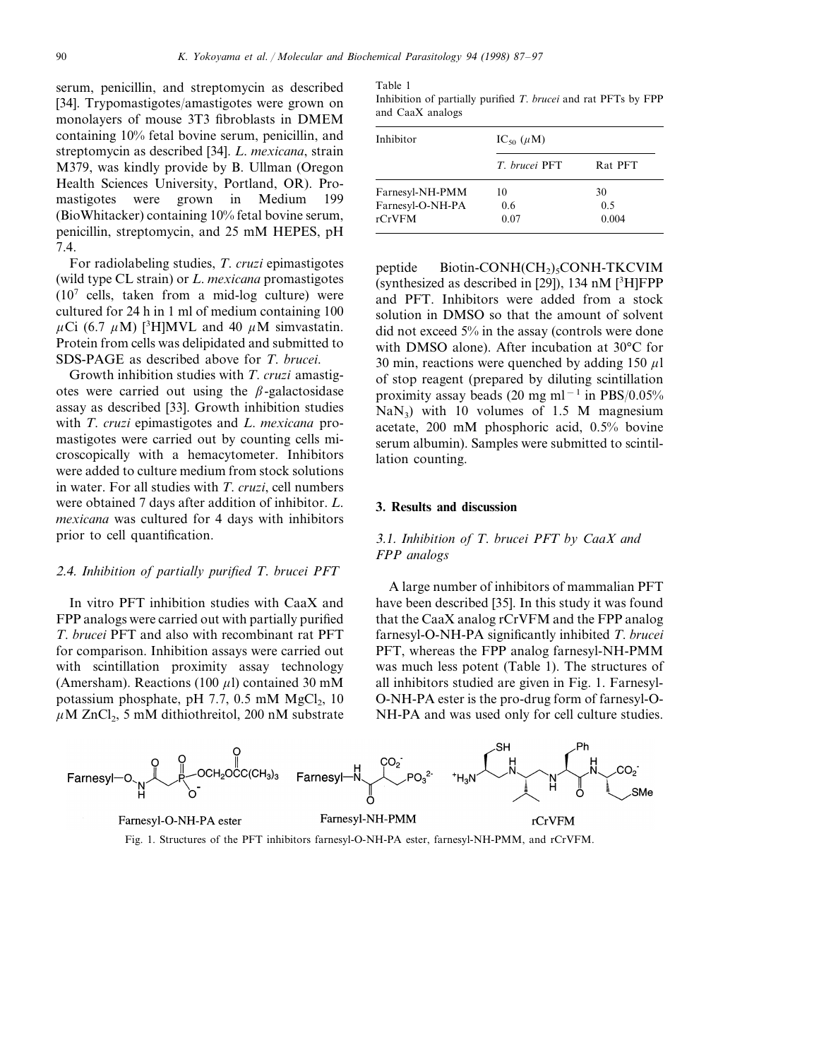serum, penicillin, and streptomycin as described [34]. Trypomastigotes/amastigotes were grown on monolayers of mouse 3T3 fibroblasts in DMEM containing 10% fetal bovine serum, penicillin, and streptomycin as described [34]. *L. mexicana*, strain M379, was kindly provide by B. Ullman (Oregon Health Sciences University, Portland, OR). Promastigotes were grown in Medium 199 (BioWhitacker) containing 10% fetal bovine serum, penicillin, streptomycin, and 25 mM HEPES, pH 7.4.

For radiolabeling studies, *T. cruzi* epimastigotes (wild type CL strain) or *L. mexicana* promastigotes ($10^7$ cells, taken from a mid-log culture) were cultured for 24 h in 1 ml of medium containing 100 $\mu$Ci (6.7 $\mu$M) [$^3$H]MVL and 40 $\mu$M simvastatin. Protein from cells was delipidated and submitted to SDS-PAGE as described above for *T. brucei*.

Growth inhibition studies with *T. cruzi* amastigotes were carried out using the $\beta$-galactosidase assay as described [33]. Growth inhibition studies with *T. cruzi* epimastigotes and *L. mexicana* promastigotes were carried out by counting cells microscopically with a hemacytometer. Inhibitors were added to culture medium from stock solutions in water. For all studies with *T. cruzi*, cell numbers were obtained 7 days after addition of inhibitor. *L. mexicana* was cultured for 4 days with inhibitors prior to cell quantification.

### 2.4. Inhibition of partially purified *T. brucei* PFT

In vitro PFT inhibition studies with CaaX and FPP analogs were carried out with partially purified *T. brucei* PFT and also with recombinant rat PFT for comparison. Inhibition assays were carried out with scintillation proximity assay technology (Amersham). Reactions (100 $\mu$l) contained 30 mM potassium phosphate, pH 7.7, 0.5 mM $MgCl_2$, 10 $\mu$M $ZnCl_2$, 5 mM dithiothreitol, 200 nM substrate peptide Biotin-CONH($CH_2$)$_5$CONH-TKCVIM (synthesized as described in [29]), 134 nM [$^3$H]FPP and PFT. Inhibitors were added from a stock solution in DMSO so that the amount of solvent did not exceed 5% in the assay (controls were done with DMSO alone). After incubation at 30°C for 30 min, reactions were quenched by adding 150 $\mu$l of stop reagent (prepared by diluting scintillation proximity assay beads (20 mg ml$^{-1}$ in PBS/0.05% $NaN_3$) with 10 volumes of 1.5 M magnesium acetate, 200 mM phosphoric acid, 0.5% bovine serum albumin). Samples were submitted to scintillation counting.

Table 1
Inhibition of partially purified *T. brucei* and rat PFTs by FPP and CaaX analogs

| Inhibitor | $IC_{50}$ ($\mu$M) | |
|---|---|---|
| | *T. brucei* PFT | Rat PFT |
| Farnesyl-NH-PMM | 10 | 30 |
| Farnesyl-O-NH-PA | 0.6 | 0.5 |
| rCrVFM | 0.07 | 0.004 |

## 3. Results and discussion

### 3.1. Inhibition of *T. brucei* PFT by CaaX and FPP analogs

A large number of inhibitors of mammalian PFT have been described [35]. In this study it was found that the CaaX analog rCrVFM and the FPP analog farnesyl-O-NH-PA significantly inhibited *T. brucei* PFT, whereas the FPP analog farnesyl-NH-PMM was much less potent (Table 1). The structures of all inhibitors studied are given in Fig. 1. Farnesyl-O-NH-PA ester is the pro-drug form of farnesyl-O-NH-PA and was used only for cell culture studies.

Fig. 1. Structures of the PFT inhibitors farnesyl-O-NH-PA ester, farnesyl-NH-PMM, and rCrVFM.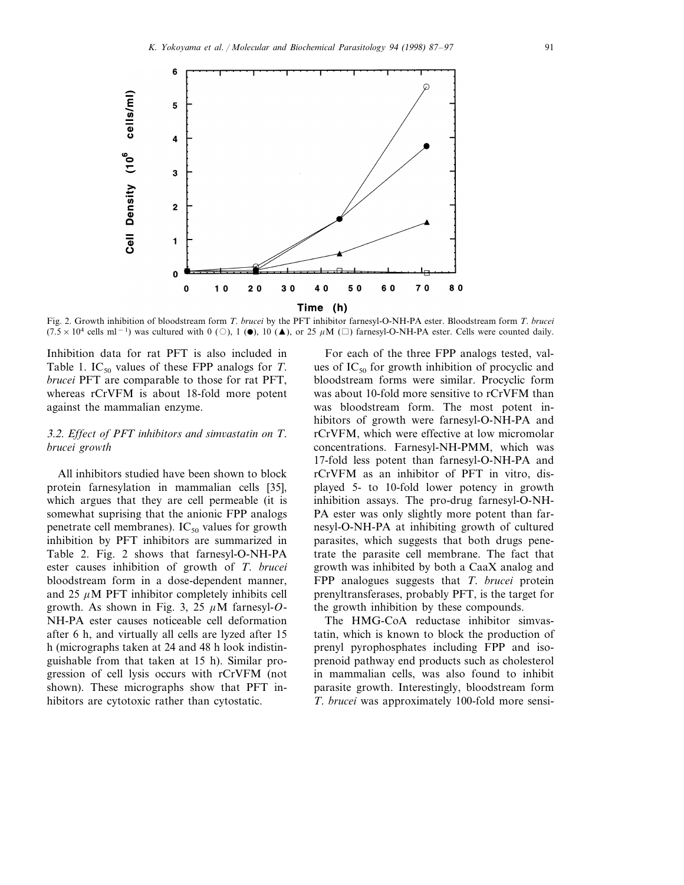Fig. 2. Growth inhibition of bloodstream form *T. brucei* by the PFT inhibitor farnesyl-O-NH-PA ester. Bloodstream form *T. brucei* ($7.5 \times 10^4$ cells $ml^{-1}$) was cultured with 0 (○), 1 (●), 10 (▲), or 25 $\mu$M (□) farnesyl-O-NH-PA ester. Cells were counted daily.

Inhibition data for rat PFT is also included in Table 1. $IC_{50}$ values of these FPP analogs for *T. brucei* PFT are comparable to those for rat PFT, whereas rCrVFM is about 18-fold more potent against the mammalian enzyme.

### 3.2. Effect of PFT inhibitors and simvastatin on *T. brucei* growth

All inhibitors studied have been shown to block protein farnesylation in mammalian cells [35], which argues that they are cell permeable (it is somewhat suprising that the anionic FPP analogs penetrate cell membranes). $IC_{50}$ values for growth inhibition by PFT inhibitors are summarized in Table 2. Fig. 2 shows that farnesyl-O-NH-PA ester causes inhibition of growth of *T. brucei* bloodstream form in a dose-dependent manner, and 25 $\mu$M PFT inhibitor completely inhibits cell growth. As shown in Fig. 3, 25 $\mu$M farnesyl-*O*-NH-PA ester causes noticeable cell deformation after 6 h, and virtually all cells are lyzed after 15 h (micrographs taken at 24 and 48 h look indistinguishable from that taken at 15 h). Similar progression of cell lysis occurs with rCrVFM (not shown). These micrographs show that PFT inhibitors are cytotoxic rather than cytostatic.

For each of the three FPP analogs tested, values of $IC_{50}$ for growth inhibition of procyclic and bloodstream forms were similar. Procyclic form was about 10-fold more sensitive to rCrVFM than was bloodstream form. The most potent inhibitors of growth were farnesyl-O-NH-PA and rCrVFM, which were effective at low micromolar concentrations. Farnesyl-NH-PMM, which was 17-fold less potent than farnesyl-O-NH-PA and rCrVFM as an inhibitor of PFT in vitro, displayed 5- to 10-fold lower potency in growth inhibition assays. The pro-drug farnesyl-O-NH-PA ester was only slightly more potent than farnesyl-O-NH-PA at inhibiting growth of cultured parasites, which suggests that both drugs penetrate the parasite cell membrane. The fact that growth was inhibited by both a CaaX analog and FPP analogues suggests that *T. brucei* protein prenyltransferases, probably PFT, is the target for the growth inhibition by these compounds.

The HMG-CoA reductase inhibitor simvastatin, which is known to block the production of prenyl pyrophosphates including FPP and isoprenoid pathway end products such as cholesterol in mammalian cells, was also found to inhibit parasite growth. Interestingly, bloodstream form *T. brucei* was approximately 100-fold more sensi-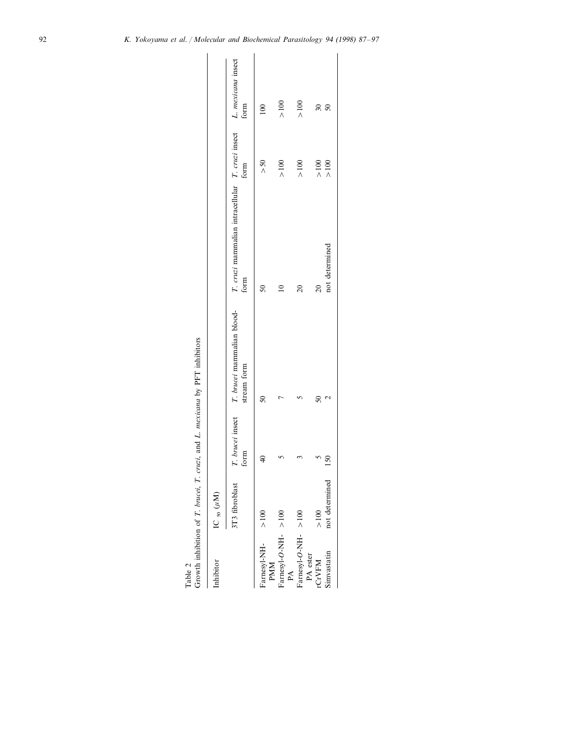Table 2
Growth inhibition of *T. brucei*, *T. cruzi*, and *L. mexicana* by PFT inhibitors

| Inhibitor | $IC_{50}$ (μM) | | | | | |
|---|---|---|---|---|---|---|
| | 3T3 fibroblast | *T. brucei* insect form | *T. brucei* mammalian bloodstream form | *T. cruzi* mammalian intracellular form | *T. cruzi* insect form | *L. mexicana* insect form |
| Farnesyl-NH-PMM | >100 | 40 | 50 | 50 | >50 | 100 |
| Farnesyl-*O*-NH-PA | >100 | 5 | 7 | 10 | >100 | >100 |
| Farnesyl-*O*-NH-PA ester | >100 | 3 | 5 | 20 | >100 | >100 |
| rCrVFM | >100 | 5 | 50 | 20 | >100 | 30 |
| Simvastatin | not determined | 150 | 2 | not determined | >100 | 50 |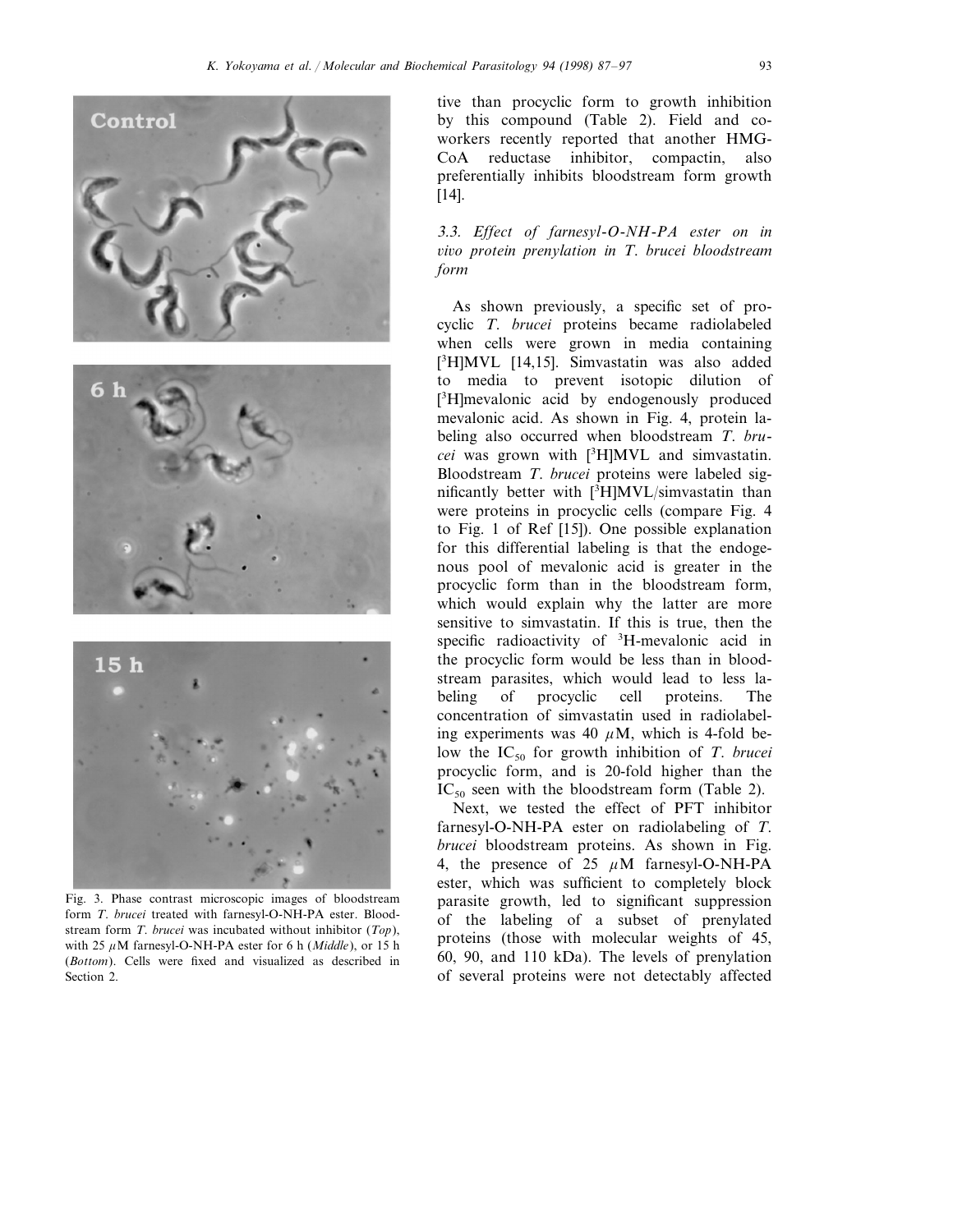tive than procyclic form to growth inhibition by this compound (Table 2). Field and co-workers recently reported that another HMG-CoA reductase inhibitor, compactin, also preferentially inhibits bloodstream form growth [14].

Fig. 3. Phase contrast microscopic images of bloodstream form *T. brucei* treated with farnesyl-O-NH-PA ester. Bloodstream form *T. brucei* was incubated without inhibitor (*Top*), with 25 $\mu$M farnesyl-O-NH-PA ester for 6 h (*Middle*), or 15 h (*Bottom*). Cells were fixed and visualized as described in Section 2.

### *3.3. Effect of farnesyl-O-NH-PA ester on in vivo protein prenylation in T. brucei bloodstream form*

As shown previously, a specific set of procyclic *T. brucei* proteins became radiolabeled when cells were grown in media containing [$^{3}$H]MVL [14,15]. Simvastatin was also added to media to prevent isotopic dilution of [$^{3}$H]mevalonic acid by endogenously produced mevalonic acid. As shown in Fig. 4, protein labeling also occurred when bloodstream *T. brucei* was grown with [$^{3}$H]MVL and simvastatin. Bloodstream *T. brucei* proteins were labeled significantly better with [$^{3}$H]MVL/simvastatin than were proteins in procyclic cells (compare Fig. 4 to Fig. 1 of Ref [15]). One possible explanation for this differential labeling is that the endogenous pool of mevalonic acid is greater in the procyclic form than in the bloodstream form, which would explain why the latter are more sensitive to simvastatin. If this is true, then the specific radioactivity of $^{3}$H-mevalonic acid in the procyclic form would be less than in bloodstream parasites, which would lead to less labeling of procyclic cell proteins. The concentration of simvastatin used in radiolabeling experiments was 40 $\mu$M, which is 4-fold below the $IC_{50}$ for growth inhibition of *T. brucei* procyclic form, and is 20-fold higher than the $IC_{50}$ seen with the bloodstream form (Table 2).

Next, we tested the effect of PFT inhibitor farnesyl-O-NH-PA ester on radiolabeling of *T. brucei* bloodstream proteins. As shown in Fig. 4, the presence of 25 $\mu$M farnesyl-O-NH-PA ester, which was sufficient to completely block parasite growth, led to significant suppression of the labeling of a subset of prenylated proteins (those with molecular weights of 45, 60, 90, and 110 kDa). The levels of prenylation of several proteins were not detectably affected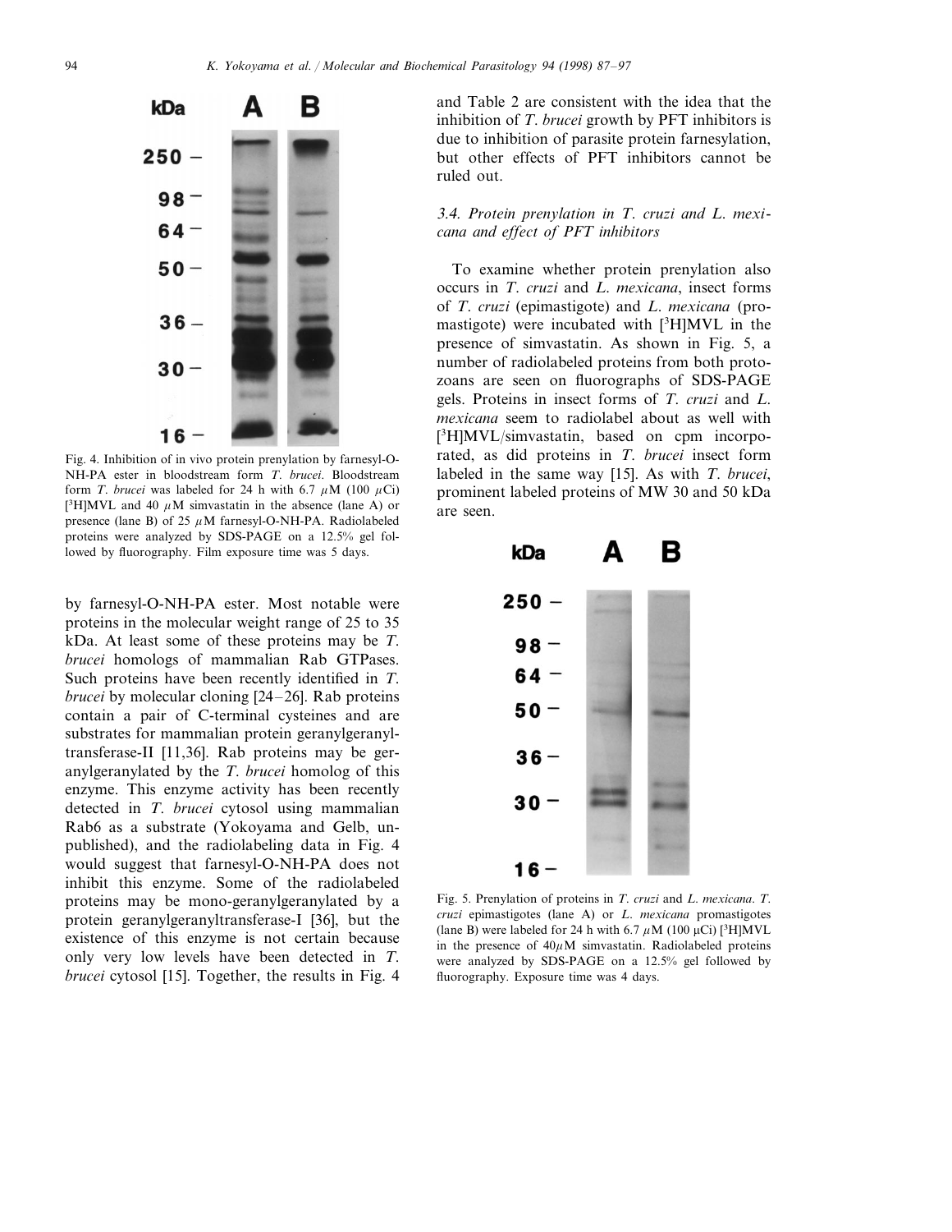Fig. 4. Inhibition of in vivo protein prenylation by farnesyl-O-NH-PA ester in bloodstream form *T. brucei*. Bloodstream form *T. brucei* was labeled for 24 h with 6.7 $\mu$M (100 $\mu$Ci) [$^3$H]MVL and 40 $\mu$M simvastatin in the absence (lane A) or presence (lane B) of 25 $\mu$M farnesyl-O-NH-PA. Radiolabeled proteins were analyzed by SDS-PAGE on a 12.5% gel followed by fluorography. Film exposure time was 5 days.

by farnesyl-O-NH-PA ester. Most notable were proteins in the molecular weight range of 25 to 35 kDa. At least some of these proteins may be *T. brucei* homologs of mammalian Rab GTPases. Such proteins have been recently identified in *T. brucei* by molecular cloning [24–26]. Rab proteins contain a pair of C-terminal cysteines and are substrates for mammalian protein geranylgeranyltransferase-II [11,36]. Rab proteins may be geranylgeranylated by the *T. brucei* homolog of this enzyme. This enzyme activity has been recently detected in *T. brucei* cytosol using mammalian Rab6 as a substrate (Yokoyama and Gelb, unpublished), and the radiolabeling data in Fig. 4 would suggest that farnesyl-O-NH-PA does not inhibit this enzyme. Some of the radiolabeled proteins may be mono-geranylgeranylated by a protein geranylgeranyltransferase-I [36], but the existence of this enzyme is not certain because only very low levels have been detected in *T. brucei* cytosol [15]. Together, the results in Fig. 4 and Table 2 are consistent with the idea that the inhibition of *T. brucei* growth by PFT inhibitors is due to inhibition of parasite protein farnesylation, but other effects of PFT inhibitors cannot be ruled out.

### 3.4. Protein prenylation in *T. cruzi* and *L. mexicana* and effect of PFT inhibitors

To examine whether protein prenylation also occurs in *T. cruzi* and *L. mexicana*, insect forms of *T. cruzi* (epimastigote) and *L. mexicana* (promastigote) were incubated with [$^3$H]MVL in the presence of simvastatin. As shown in Fig. 5, a number of radiolabeled proteins from both protozoans are seen on fluorographs of SDS-PAGE gels. Proteins in insect forms of *T. cruzi* and *L. mexicana* seem to radiolabel about as well with [$^3$H]MVL/simvastatin, based on cpm incorporated, as did proteins in *T. brucei* insect form labeled in the same way [15]. As with *T. brucei*, prominent labeled proteins of MW 30 and 50 kDa are seen.

Fig. 5. Prenylation of proteins in *T. cruzi* and *L. mexicana*. *T. cruzi* epimastigotes (lane A) or *L. mexicana* promastigotes (lane B) were labeled for 24 h with 6.7 $\mu$M (100 $\mu$Ci) [$^3$H]MVL in the presence of 40$\mu$M simvastatin. Radiolabeled proteins were analyzed by SDS-PAGE on a 12.5% gel followed by fluorography. Exposure time was 4 days.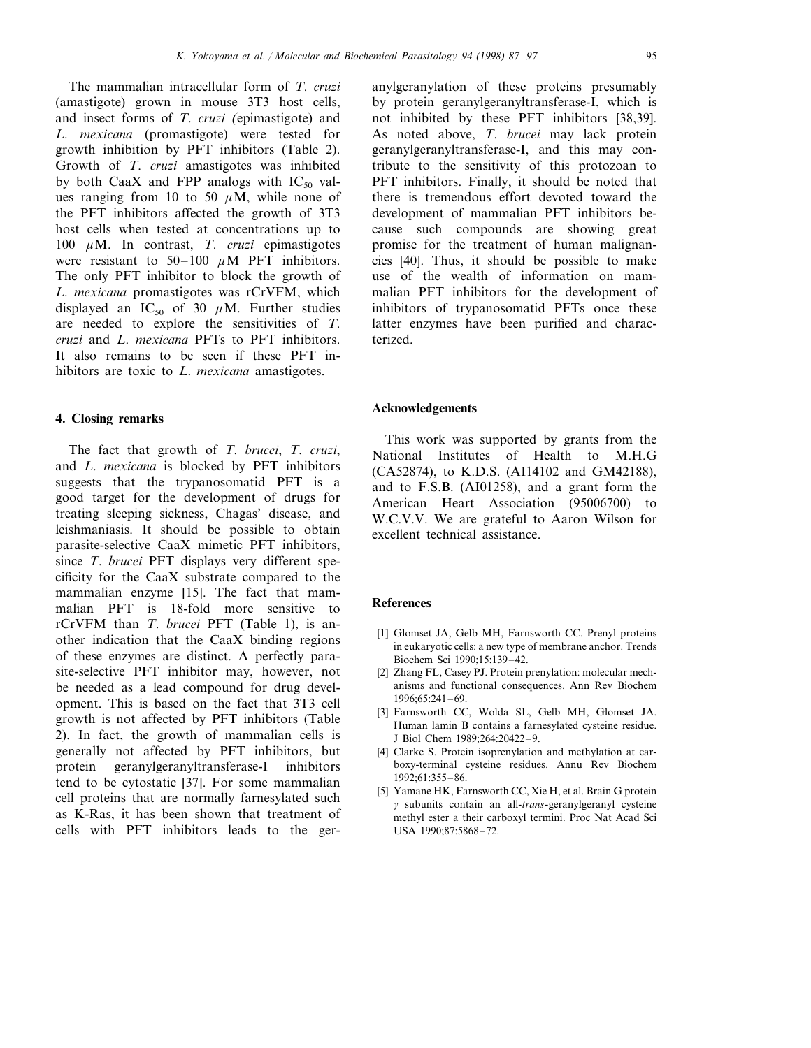The mammalian intracellular form of *T. cruzi* (amastigote) grown in mouse 3T3 host cells, and insect forms of *T. cruzi (*epimastigote) and *L. mexicana* (promastigote) were tested for growth inhibition by PFT inhibitors (Table 2). Growth of *T. cruzi* amastigotes was inhibited by both CaaX and FPP analogs with $IC_{50}$ values ranging from 10 to 50 $\mu$M, while none of the PFT inhibitors affected the growth of 3T3 host cells when tested at concentrations up to 100 $\mu$M. In contrast, *T. cruzi* epimastigotes were resistant to 50–100 $\mu$M PFT inhibitors. The only PFT inhibitor to block the growth of *L. mexicana* promastigotes was rCrVFM, which displayed an $IC_{50}$ of 30 $\mu$M. Further studies are needed to explore the sensitivities of *T. cruzi* and *L. mexicana* PFTs to PFT inhibitors. It also remains to be seen if these PFT inhibitors are toxic to *L. mexicana* amastigotes.

## 4. Closing remarks

The fact that growth of *T. brucei*, *T. cruzi*, and *L. mexicana* is blocked by PFT inhibitors suggests that the trypanosomatid PFT is a good target for the development of drugs for treating sleeping sickness, Chagas' disease, and leishmaniasis. It should be possible to obtain parasite-selective CaaX mimetic PFT inhibitors, since *T. brucei* PFT displays very different specificity for the CaaX substrate compared to the mammalian enzyme [15]. The fact that mammalian PFT is 18-fold more sensitive to rCrVFM than *T. brucei* PFT (Table 1), is another indication that the CaaX binding regions of these enzymes are distinct. A perfectly parasite-selective PFT inhibitor may, however, not be needed as a lead compound for drug development. This is based on the fact that 3T3 cell growth is not affected by PFT inhibitors (Table 2). In fact, the growth of mammalian cells is generally not affected by PFT inhibitors, but protein geranylgeranyltransferase-I inhibitors tend to be cytostatic [37]. For some mammalian cell proteins that are normally farnesylated such as K-Ras, it has been shown that treatment of cells with PFT inhibitors leads to the geranylgeranylation of these proteins presumably by protein geranylgeranyltransferase-I, which is not inhibited by these PFT inhibitors [38,39]. As noted above, *T. brucei* may lack protein geranylgeranyltransferase-I, and this may contribute to the sensitivity of this protozoan to PFT inhibitors. Finally, it should be noted that there is tremendous effort devoted toward the development of mammalian PFT inhibitors because such compounds are showing great promise for the treatment of human malignancies [40]. Thus, it should be possible to make use of the wealth of information on mammalian PFT inhibitors for the development of inhibitors of trypanosomatid PFTs once these latter enzymes have been purified and characterized.

## Acknowledgements

This work was supported by grants from the National Institutes of Health to M.H.G (CA52874), to K.D.S. (AI14102 and GM42188), and to F.S.B. (AI01258), and a grant form the American Heart Association (95006700) to W.C.V.V. We are grateful to Aaron Wilson for excellent technical assistance.

## References

- [1] Glomset JA, Gelb MH, Farnsworth CC. Prenyl proteins in eukaryotic cells: a new type of membrane anchor. Trends Biochem Sci 1990;15:139–42.
- [2] Zhang FL, Casey PJ. Protein prenylation: molecular mechanisms and functional consequences. Ann Rev Biochem 1996;65:241–69.
- [3] Farnsworth CC, Wolda SL, Gelb MH, Glomset JA. Human lamin B contains a farnesylated cysteine residue. J Biol Chem 1989;264:20422–9.
- [4] Clarke S. Protein isoprenylation and methylation at carboxy-terminal cysteine residues. Annu Rev Biochem 1992;61:355–86.
- [5] Yamane HK, Farnsworth CC, Xie H, et al. Brain G protein $\gamma$ subunits contain an all-*trans*-geranylgeranyl cysteine methyl ester a their carboxyl termini. Proc Nat Acad Sci USA 1990;87:5868–72.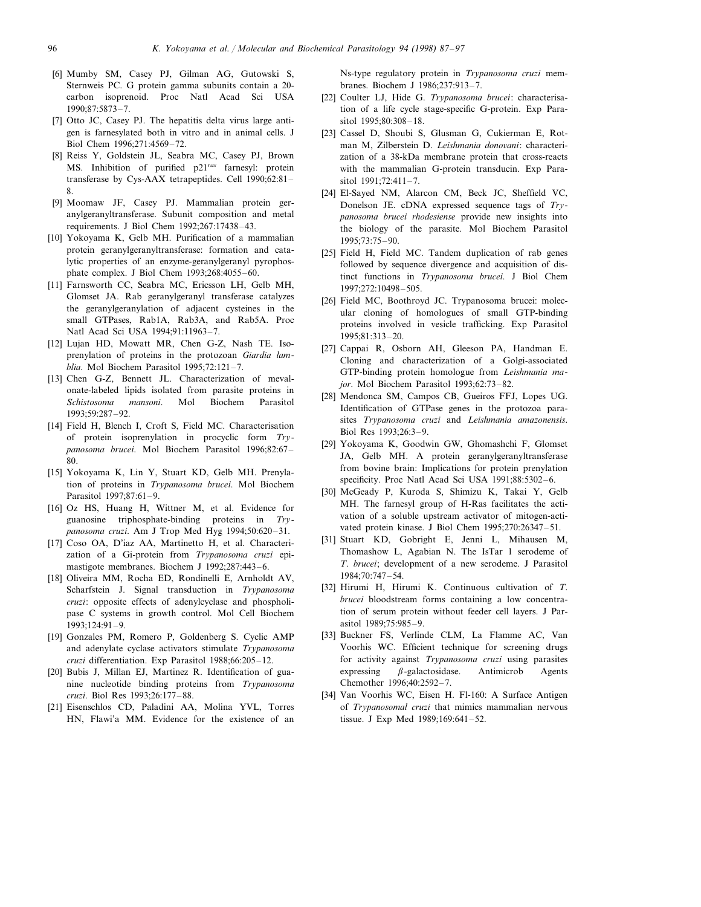[6] Mumby SM, Casey PJ, Gilman AG, Gutowski S, Sternweis PC. G protein gamma subunits contain a 20-carbon isoprenoid. Proc Natl Acad Sci USA 1990;87:5873–7.

[7] Otto JC, Casey PJ. The hepatitis delta virus large antigen is farnesylated both in vitro and in animal cells. J Biol Chem 1996;271:4569–72.

[8] Reiss Y, Goldstein JL, Seabra MC, Casey PJ, Brown MS. Inhibition of purified p21$^{ras}$ farnesyl: protein transferase by Cys-AAX tetrapeptides. Cell 1990;62:81–8.

[9] Moomaw JF, Casey PJ. Mammalian protein geranylgeranyltransferase. Subunit composition and metal requirements. J Biol Chem 1992;267:17438–43.

[10] Yokoyama K, Gelb MH. Purification of a mammalian protein geranylgeranyltransferase: formation and catalytic properties of an enzyme-geranylgeranyl pyrophosphate complex. J Biol Chem 1993;268:4055–60.

[11] Farnsworth CC, Seabra MC, Ericsson LH, Gelb MH, Glomset JA. Rab geranylgeranyl transferase catalyzes the geranylgeranylation of adjacent cysteines in the small GTPases, Rab1A, Rab3A, and Rab5A. Proc Natl Acad Sci USA 1994;91:11963–7.

[12] Lujan HD, Mowatt MR, Chen G-Z, Nash TE. Isoprenylation of proteins in the protozoan *Giardia lamblia*. Mol Biochem Parasitol 1995;72:121–7.

[13] Chen G-Z, Bennett JL. Characterization of mevalonate-labeled lipids isolated from parasite proteins in *Schistosoma mansoni*. Mol Biochem Parasitol 1993;59:287–92.

[14] Field H, Blench I, Croft S, Field MC. Characterisation of protein isoprenylation in procyclic form *Trypanosoma brucei*. Mol Biochem Parasitol 1996;82:67–80.

[15] Yokoyama K, Lin Y, Stuart KD, Gelb MH. Prenylation of proteins in *Trypanosoma brucei*. Mol Biochem Parasitol 1997;87:61–9.

[16] Oz HS, Huang H, Wittner M, et al. Evidence for guanosine triphosphate-binding proteins in *Trypanosoma cruzi*. Am J Trop Med Hyg 1994;50:620–31.

[17] Coso OA, D'iaz AA, Martinetto H, et al. Characterization of a Gi-protein from *Trypanosoma cruzi* epimastigote membranes. Biochem J 1992;287:443–6.

[18] Oliveira MM, Rocha ED, Rondinelli E, Arnholdt AV, Scharfstein J. Signal transduction in *Trypanosoma cruzi*: opposite effects of adenylcyclase and phospholipase C systems in growth control. Mol Cell Biochem 1993;124:91–9.

[19] Gonzales PM, Romero P, Goldenberg S. Cyclic AMP and adenylate cyclase activators stimulate *Trypanosoma cruzi* differentiation. Exp Parasitol 1988;66:205–12.

[20] Bubis J, Millan EJ, Martinez R. Identification of guanine nucleotide binding proteins from *Trypanosoma cruzi*. Biol Res 1993;26:177–88.

[21] Eisenschlos CD, Paladini AA, Molina YVL, Torres HN, Flawi'a MM. Evidence for the existence of an Ns-type regulatory protein in *Trypanosoma cruzi* membranes. Biochem J 1986;237:913–7.

[22] Coulter LJ, Hide G. *Trypanosoma brucei*: characterisation of a life cycle stage-specific G-protein. Exp Parasitol 1995;80:308–18.

[23] Cassel D, Shoubi S, Glusman G, Cukierman E, Rotman M, Zilberstein D. *Leishmania donovani*: characterization of a 38-kDa membrane protein that cross-reacts with the mammalian G-protein transducin. Exp Parasitol 1991;72:411–7.

[24] El-Sayed NM, Alarcon CM, Beck JC, Sheffield VC, Donelson JE. cDNA expressed sequence tags of *Trypanosoma brucei rhodesiense* provide new insights into the biology of the parasite. Mol Biochem Parasitol 1995;73:75–90.

[25] Field H, Field MC. Tandem duplication of rab genes followed by sequence divergence and acquisition of distinct functions in *Trypanosoma brucei*. J Biol Chem 1997;272:10498–505.

[26] Field MC, Boothroyd JC. Trypanosoma brucei: molecular cloning of homologues of small GTP-binding proteins involved in vesicle trafficking. Exp Parasitol 1995;81:313–20.

[27] Cappai R, Osborn AH, Gleeson PA, Handman E. Cloning and characterization of a Golgi-associated GTP-binding protein homologue from *Leishmania major*. Mol Biochem Parasitol 1993;62:73–82.

[28] Mendonca SM, Campos CB, Gueiros FFJ, Lopes UG. Identification of GTPase genes in the protozoa parasites *Trypanosoma cruzi* and *Leishmania amazonensis*. Biol Res 1993;26:3–9.

[29] Yokoyama K, Goodwin GW, Ghomashchi F, Glomset JA, Gelb MH. A protein geranylgeranyltransferase from bovine brain: Implications for protein prenylation specificity. Proc Natl Acad Sci USA 1991;88:5302–6.

[30] McGeady P, Kuroda S, Shimizu K, Takai Y, Gelb MH. The farnesyl group of H-Ras facilitates the activation of a soluble upstream activator of mitogen-activated protein kinase. J Biol Chem 1995;270:26347–51.

[31] Stuart KD, Gobright E, Jenni L, Mihausen M, Thomashow L, Agabian N. The IsTar 1 serodeme of *T. brucei*; development of a new serodeme. J Parasitol 1984;70:747–54.

[32] Hirumi H, Hirumi K. Continuous cultivation of *T. brucei* bloodstream forms containing a low concentration of serum protein without feeder cell layers. J Parasitol 1989;75:985–9.

[33] Buckner FS, Verlinde CLM, La Flamme AC, Van Voorhis WC. Efficient technique for screening drugs for activity against *Trypanosoma cruzi* using parasites expressing $\beta$-galactosidase. Antimicrob Agents Chemother 1996;40:2592–7.

[34] Van Voorhis WC, Eisen H. Fl-160: A Surface Antigen of *Trypanosomal cruzi* that mimics mammalian nervous tissue. J Exp Med 1989;169:641–52.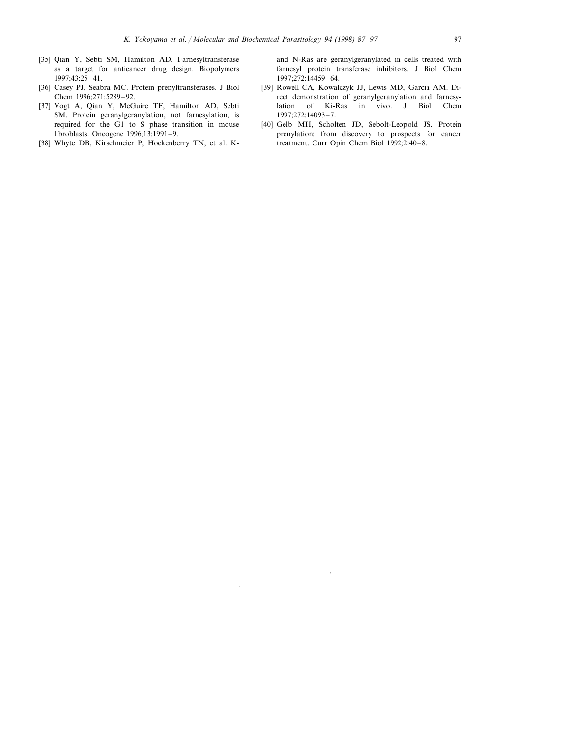[35] Qian Y, Sebti SM, Hamilton AD. Farnesyltransferase as a target for anticancer drug design. Biopolymers 1997;43:25–41.

[36] Casey PJ, Seabra MC. Protein prenyltransferases. J Biol Chem 1996;271:5289–92.

[37] Vogt A, Qian Y, McGuire TF, Hamilton AD, Sebti SM. Protein geranylgeranylation, not farnesylation, is required for the G1 to S phase transition in mouse fibroblasts. Oncogene 1996;13:1991–9.

[38] Whyte DB, Kirschmeier P, Hockenberry TN, et al. K- and N-Ras are geranylgeranylated in cells treated with farnesyl protein transferase inhibitors. J Biol Chem 1997;272:14459–64.

[39] Rowell CA, Kowalczyk JJ, Lewis MD, Garcia AM. Direct demonstration of geranylgeranylation and farnesylation of Ki-Ras in vivo. J Biol Chem 1997;272:14093–7.

[40] Gelb MH, Scholten JD, Sebolt-Leopold JS. Protein prenylation: from discovery to prospects for cancer treatment. Curr Opin Chem Biol 1992;2:40–8.